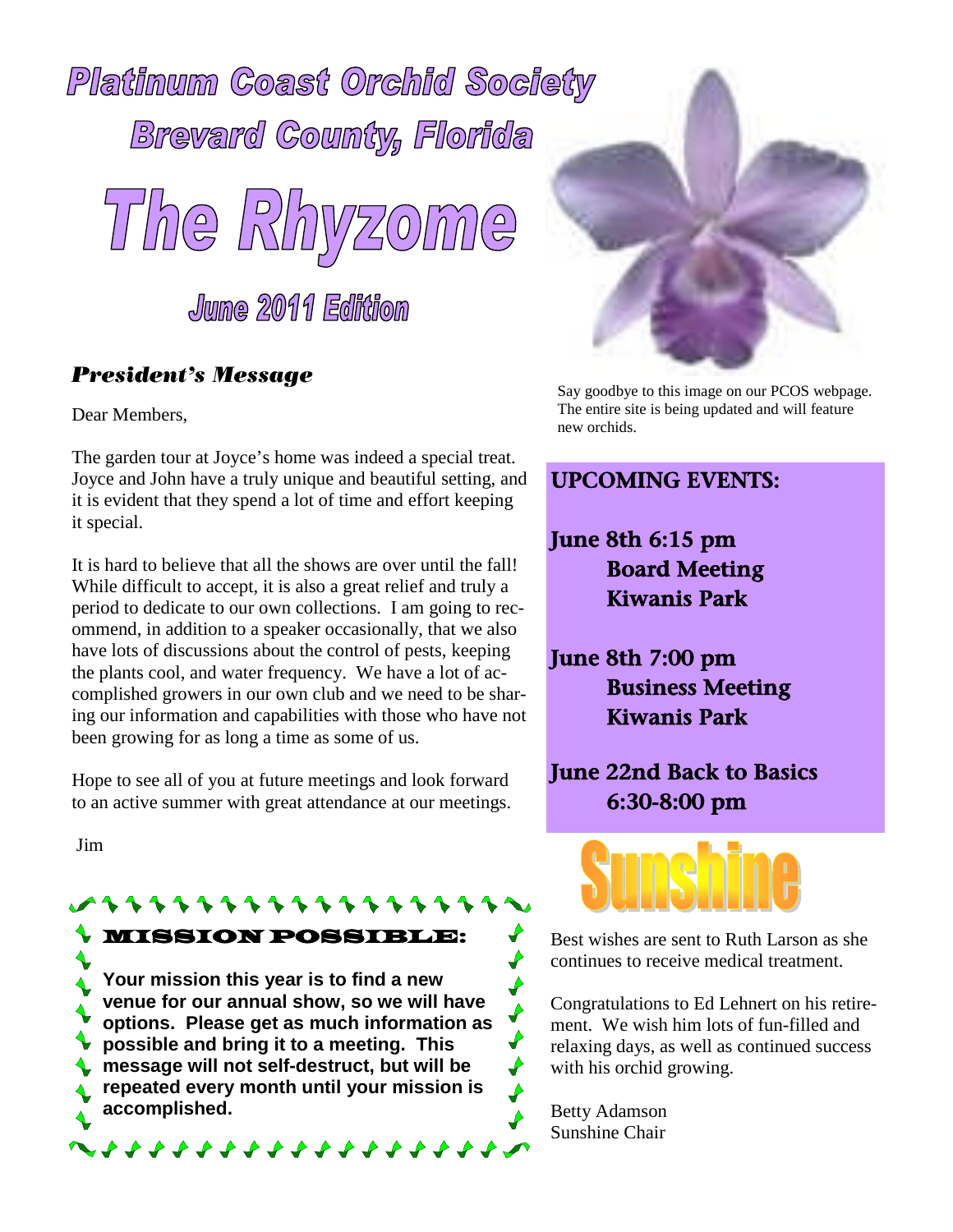# Platinum Coast Orchid Society

## Brevard County, Florida

# The Rhyzome

## June 2011 Edition

### *President's Message*

Dear Members,

The garden tour at Joyce's home was indeed a special treat. Joyce and John have a truly unique and beautiful setting, and it is evident that they spend a lot of time and effort keeping it special.

It is hard to believe that all the shows are over until the fall! While difficult to accept, it is also a great relief and truly a period to dedicate to our own collections. I am going to recommend, in addition to a speaker occasionally, that we also have lots of discussions about the control of pests, keeping the plants cool, and water frequency. We have a lot of accomplished growers in our own club and we need to be sharing our information and capabilities with those who have not been growing for as long a time as some of us.

Hope to see all of you at future meetings and look forward to an active summer with great attendance at our meetings.

Jim

### MISSION POSSIBLE:

**Your mission this year is to find a new venue for our annual show, so we will have options. Please get as much information as possible and bring it to a meeting. This message will not self-destruct, but will be repeated every month until your mission is accomplished.**

Say goodbye to this image on our PCOS webpage. The entire site is being updated and will feature new orchids.

### UPCOMING EVENTS:

**June 8th 6:15 pm**
**Board Meeting**
**Kiwanis Park**

**June 8th 7:00 pm**
**Business Meeting**
**Kiwanis Park**

**June 22nd Back to Basics**
**6:30-8:00 pm**

## Sunshine

Best wishes are sent to Ruth Larson as she continues to receive medical treatment.

Congratulations to Ed Lehnert on his retirement. We wish him lots of fun-filled and relaxing days, as well as continued success with his orchid growing.

Betty Adamson
Sunshine Chair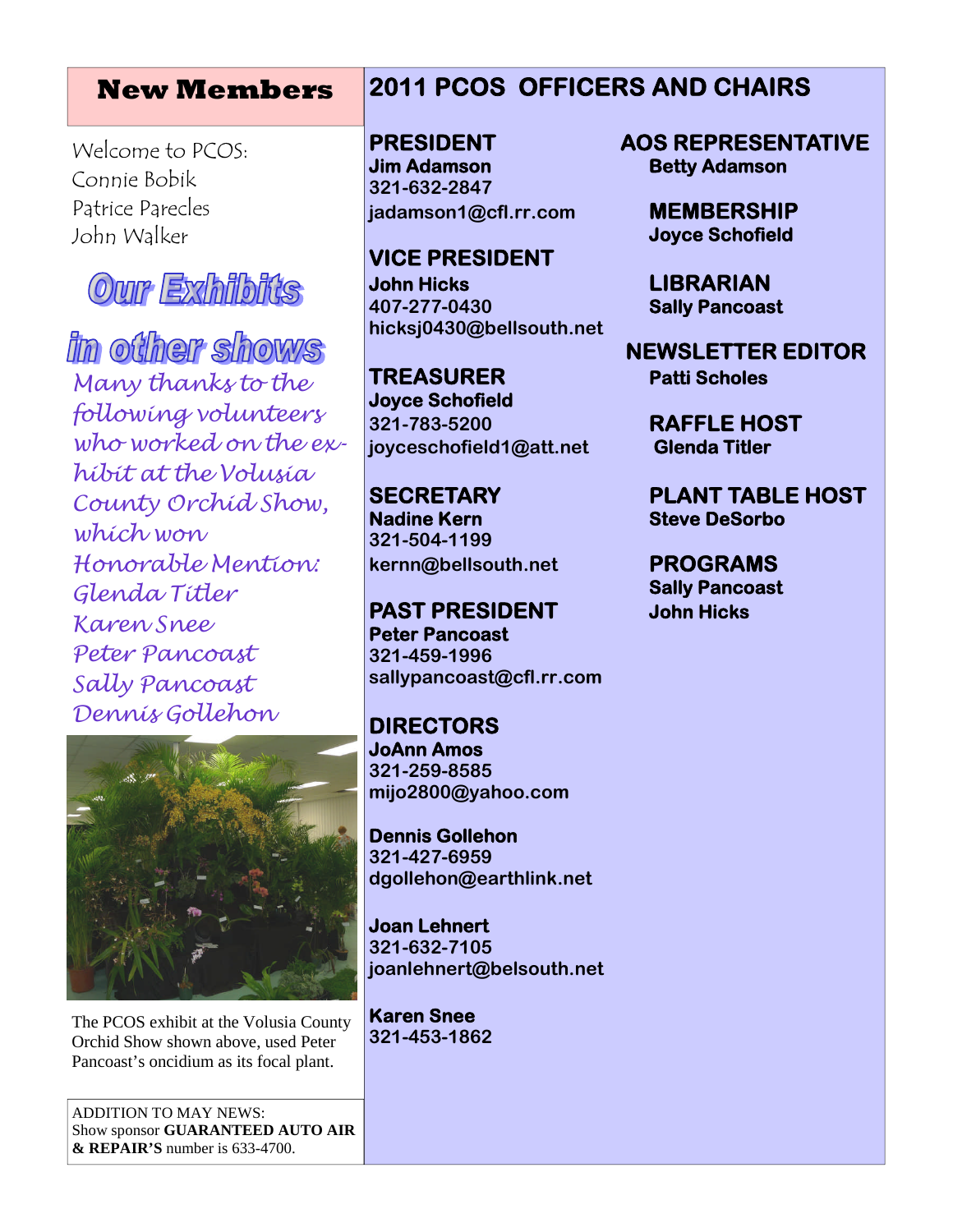## New Members

Welcome to PCOS:
Connie Bobik
Patrice Parecles
John Walker

## Our Exhibits in other shows

*Many thanks to the following volunteers who worked on the exhibit at the Volusia County Orchid Show, which won Honorable Mention:*
*Glenda Titler*
*Karen Snee*
*Peter Pancoast*
*Sally Pancoast*
*Dennis Gollehon*

The PCOS exhibit at the Volusia County Orchid Show shown above, used Peter Pancoast's oncidium as its focal plant.

ADDITION TO MAY NEWS:
Show sponsor **GUARANTEED AUTO AIR & REPAIR'S** number is 633-4700.

## 2011 PCOS OFFICERS AND CHAIRS

### PRESIDENT
**Jim Adamson**
**321-632-2847**
**jadamson1@cfl.rr.com**

### VICE PRESIDENT
**John Hicks**
**407-277-0430**
**hicksj0430@bellsouth.net**

### TREASURER
**Joyce Schofield**
**321-783-5200**
**joyceschofield1@att.net**

### SECRETARY
**Nadine Kern**
**321-504-1199**
**kernn@bellsouth.net**

### PAST PRESIDENT
**Peter Pancoast**
**321-459-1996**
**sallypancoast@cfl.rr.com**

### DIRECTORS
**JoAnn Amos**
**321-259-8585**
**mijo2800@yahoo.com**

**Dennis Gollehon**
**321-427-6959**
**dgollehon@earthlink.net**

**Joan Lehnert**
**321-632-7105**
**joanlehnert@belsouth.net**

**Karen Snee**
**321-453-1862**

### AOS REPRESENTATIVE
**Betty Adamson**

### MEMBERSHIP
**Joyce Schofield**

### LIBRARIAN
**Sally Pancoast**

### NEWSLETTER EDITOR
**Patti Scholes**

### RAFFLE HOST
**Glenda Titler**

### PLANT TABLE HOST
**Steve DeSorbo**

### PROGRAMS
**Sally Pancoast**
**John Hicks**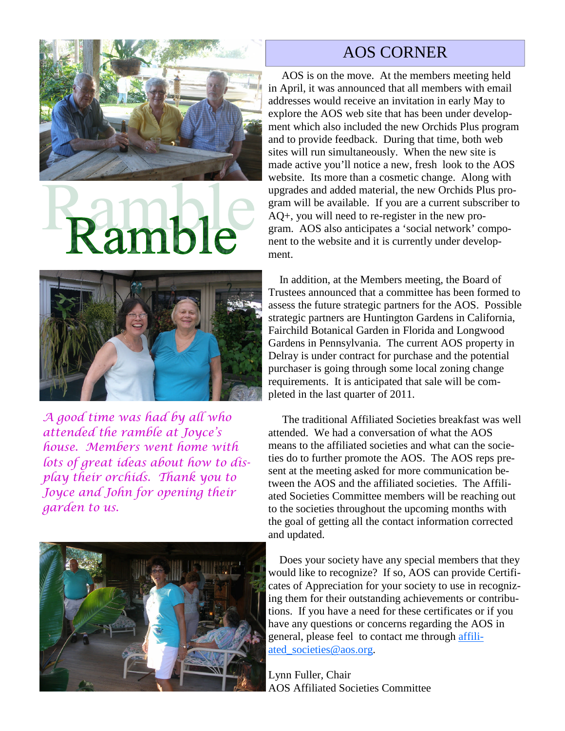# Ramble

*A good time was had by all who attended the ramble at Joyce's house. Members went home with lots of great ideas about how to display their orchids. Thank you to Joyce and John for opening their garden to us.*

## AOS CORNER

AOS is on the move. At the members meeting held in April, it was announced that all members with email addresses would receive an invitation in early May to explore the AOS web site that has been under development which also included the new Orchids Plus program and to provide feedback. During that time, both web sites will run simultaneously. When the new site is made active you'll notice a new, fresh look to the AOS website. Its more than a cosmetic change. Along with upgrades and added material, the new Orchids Plus program will be available. If you are a current subscriber to AQ+, you will need to re-register in the new program. AOS also anticipates a 'social network' component to the website and it is currently under development.

In addition, at the Members meeting, the Board of Trustees announced that a committee has been formed to assess the future strategic partners for the AOS. Possible strategic partners are Huntington Gardens in California, Fairchild Botanical Garden in Florida and Longwood Gardens in Pennsylvania. The current AOS property in Delray is under contract for purchase and the potential purchaser is going through some local zoning change requirements. It is anticipated that sale will be completed in the last quarter of 2011.

The traditional Affiliated Societies breakfast was well attended. We had a conversation of what the AOS means to the affiliated societies and what can the societies do to further promote the AOS. The AOS reps present at the meeting asked for more communication between the AOS and the affiliated societies. The Affiliated Societies Committee members will be reaching out to the societies throughout the upcoming months with the goal of getting all the contact information corrected and updated.

Does your society have any special members that they would like to recognize? If so, AOS can provide Certificates of Appreciation for your society to use in recognizing them for their outstanding achievements or contributions. If you have a need for these certificates or if you have any questions or concerns regarding the AOS in general, please feel to contact me through affiliated_societies@aos.org.

Lynn Fuller, Chair
AOS Affiliated Societies Committee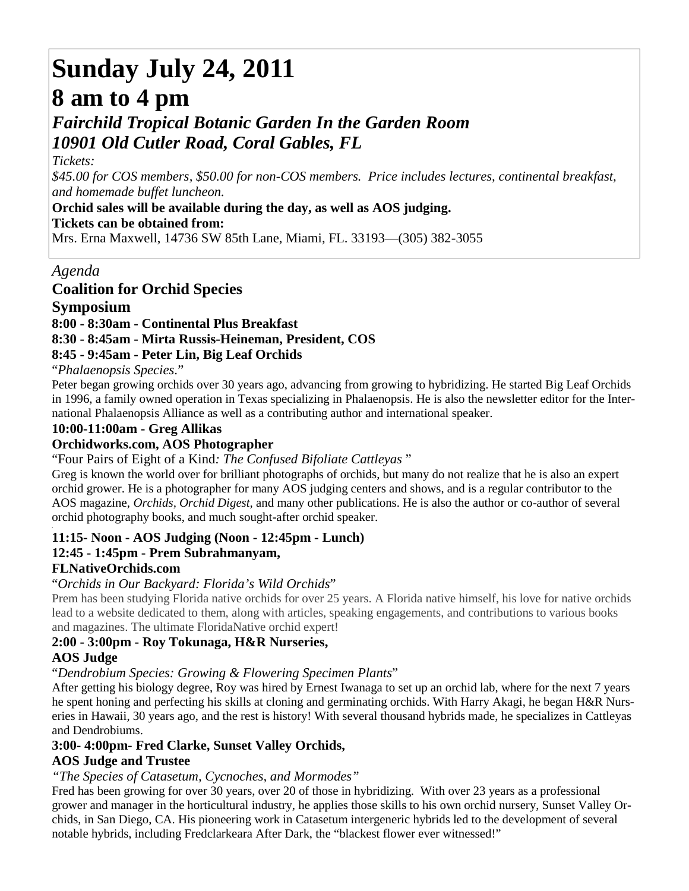# Sunday July 24, 2011

# 8 am to 4 pm

## *Fairchild Tropical Botanic Garden In the Garden Room*

## *10901 Old Cutler Road, Coral Gables, FL*

*Tickets:*

*$45.00 for COS members, $50.00 for non-COS members. Price includes lectures, continental breakfast, and homemade buffet luncheon.*

**Orchid sales will be available during the day, as well as AOS judging.**

**Tickets can be obtained from:**

Mrs. Erna Maxwell, 14736 SW 85th Lane, Miami, FL. 33193—(305) 382-3055

*Agenda*

**Coalition for Orchid Species**

**Symposium**

**8:00 - 8:30am - Continental Plus Breakfast**

**8:30 - 8:45am - Mirta Russis-Heineman, President, COS**

**8:45 - 9:45am - Peter Lin, Big Leaf Orchids**

"*Phalaenopsis Species*."

Peter began growing orchids over 30 years ago, advancing from growing to hybridizing. He started Big Leaf Orchids in 1996, a family owned operation in Texas specializing in Phalaenopsis. He is also the newsletter editor for the International Phalaenopsis Alliance as well as a contributing author and international speaker.

**10:00-11:00am - Greg Allikas**

**Orchidworks.com, AOS Photographer**

"Four Pairs of Eight of a Kind*: The Confused Bifoliate Cattleyas* "

Greg is known the world over for brilliant photographs of orchids, but many do not realize that he is also an expert orchid grower. He is a photographer for many AOS judging centers and shows, and is a regular contributor to the AOS magazine, *Orchids, Orchid Digest,* and many other publications. He is also the author or co-author of several orchid photography books, and much sought-after orchid speaker.

**11:15- Noon - AOS Judging (Noon - 12:45pm - Lunch)**

**12:45 - 1:45pm - Prem Subrahmanyam,**

**FLNativeOrchids.com**

"*Orchids in Our Backyard: Florida's Wild Orchids*"

Prem has been studying Florida native orchids for over 25 years. A Florida native himself, his love for native orchids lead to a website dedicated to them, along with articles, speaking engagements, and contributions to various books and magazines. The ultimate FloridaNative orchid expert!

**2:00 - 3:00pm - Roy Tokunaga, H&R Nurseries,**

**AOS Judge**

"*Dendrobium Species: Growing & Flowering Specimen Plants*"

After getting his biology degree, Roy was hired by Ernest Iwanaga to set up an orchid lab, where for the next 7 years he spent honing and perfecting his skills at cloning and germinating orchids. With Harry Akagi, he began H&R Nurseries in Hawaii, 30 years ago, and the rest is history! With several thousand hybrids made, he specializes in Cattleyas and Dendrobiums.

**3:00- 4:00pm- Fred Clarke, Sunset Valley Orchids,**

**AOS Judge and Trustee**

*"The Species of Catasetum, Cycnoches, and Mormodes"*

Fred has been growing for over 30 years, over 20 of those in hybridizing. With over 23 years as a professional grower and manager in the horticultural industry, he applies those skills to his own orchid nursery, Sunset Valley Orchids, in San Diego, CA. His pioneering work in Catasetum intergeneric hybrids led to the development of several notable hybrids, including Fredclarkeara After Dark, the "blackest flower ever witnessed!"